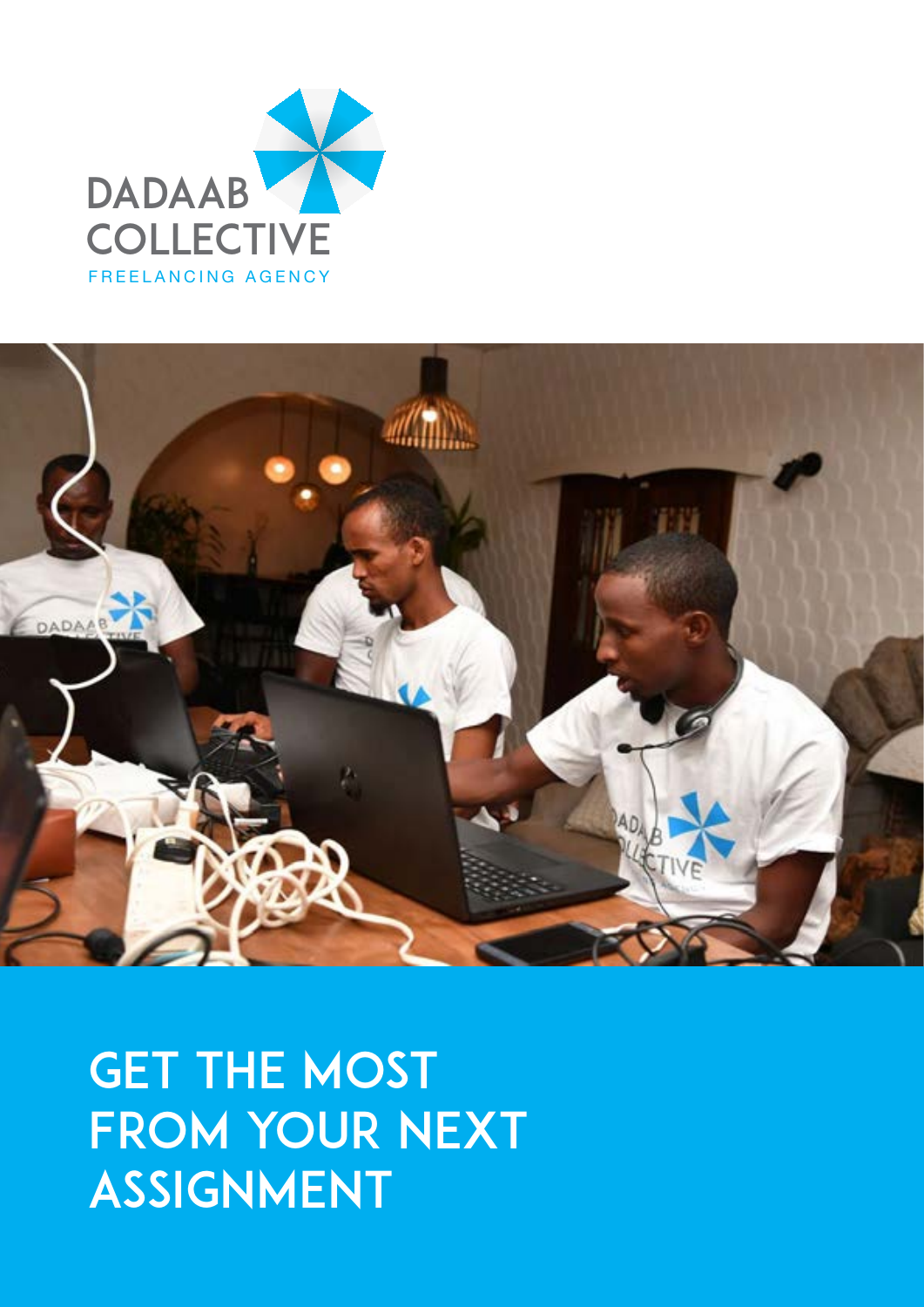DADAAB COLLECTIVE

FREELANCING AGENCY

# GET THE MOST FROM YOUR NEXT ASSIGNMENT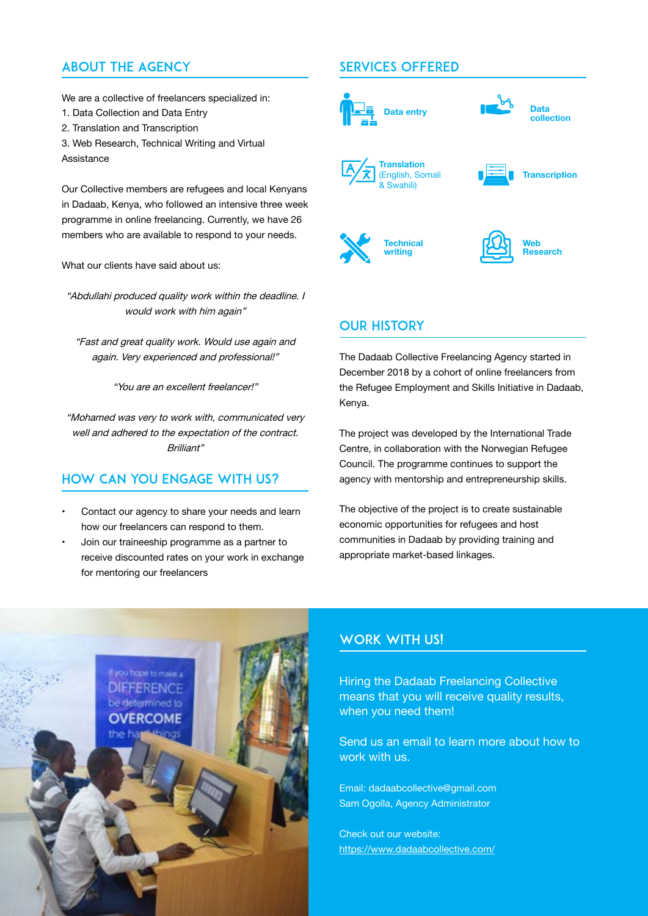## ABOUT THE AGENCY

We are a collective of freelancers specialized in:

1. Data Collection and Data Entry
2. Translation and Transcription
3. Web Research, Technical Writing and Virtual Assistance

Our Collective members are refugees and local Kenyans in Dadaab, Kenya, who followed an intensive three week programme in online freelancing. Currently, we have 26 members who are available to respond to your needs.

What our clients have said about us:

*"Abdullahi produced quality work within the deadline. I would work with him again"*

*"Fast and great quality work. Would use again and again. Very experienced and professional!"*

*"You are an excellent freelancer!"*

*"Mohamed was very to work with, communicated very well and adhered to the expectation of the contract. Brilliant"*

## HOW CAN YOU ENGAGE WITH US?

- Contact our agency to share your needs and learn how our freelancers can respond to them.
- Join our traineeship programme as a partner to receive discounted rates on your work in exchange for mentoring our freelancers

## SERVICES OFFERED

- **Data entry**
- **Data collection**
- **Translation** (English, Somali & Swahili)
- **Transcription**
- **Technical writing**
- **Web Research**

## OUR HISTORY

The Dadaab Collective Freelancing Agency started in December 2018 by a cohort of online freelancers from the Refugee Employment and Skills Initiative in Dadaab, Kenya.

The project was developed by the International Trade Centre, in collaboration with the Norwegian Refugee Council. The programme continues to support the agency with mentorship and entrepreneurship skills.

The objective of the project is to create sustainable economic opportunities for refugees and host communities in Dadaab by providing training and appropriate market-based linkages.

## WORK WITH US!

Hiring the Dadaab Freelancing Collective means that you will receive quality results, when you need them!

Send us an email to learn more about how to work with us.

Email: dadaabcollective@gmail.com
Sam Ogolla, Agency Administrator

Check out our website:
https://www.dadaabcollective.com/